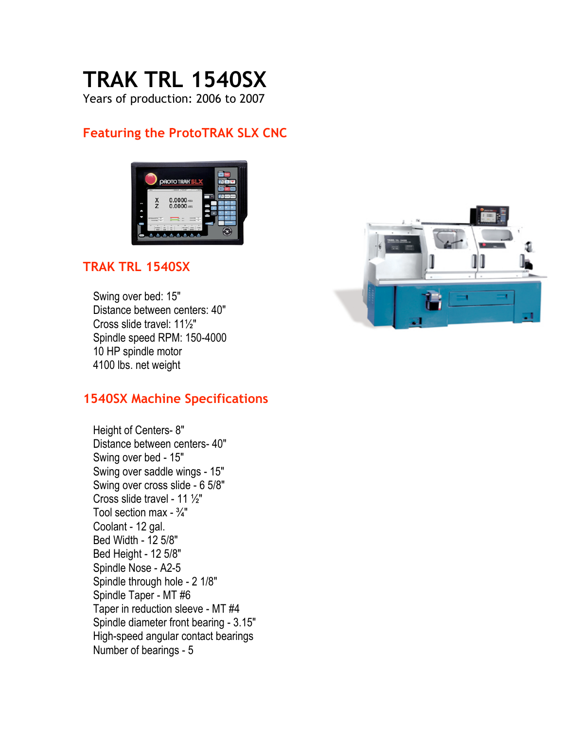# TRAK TRL 1540SX

Years of production: 2006 to 2007

## Featuring the ProtoTRAK SLX CNC

## TRAK TRL 1540SX

Swing over bed: 15"
Distance between centers: 40"
Cross slide travel: 11½"
Spindle speed RPM: 150-4000
10 HP spindle motor
4100 lbs. net weight

## 1540SX Machine Specifications

Height of Centers- 8"
Distance between centers- 40"
Swing over bed - 15"
Swing over saddle wings - 15"
Swing over cross slide - 6 5/8"
Cross slide travel - 11 ½"
Tool section max - ¾"
Coolant - 12 gal.
Bed Width - 12 5/8"
Bed Height - 12 5/8"
Spindle Nose - A2-5
Spindle through hole - 2 1/8"
Spindle Taper - MT #6
Taper in reduction sleeve - MT #4
Spindle diameter front bearing - 3.15"
High-speed angular contact bearings
Number of bearings - 5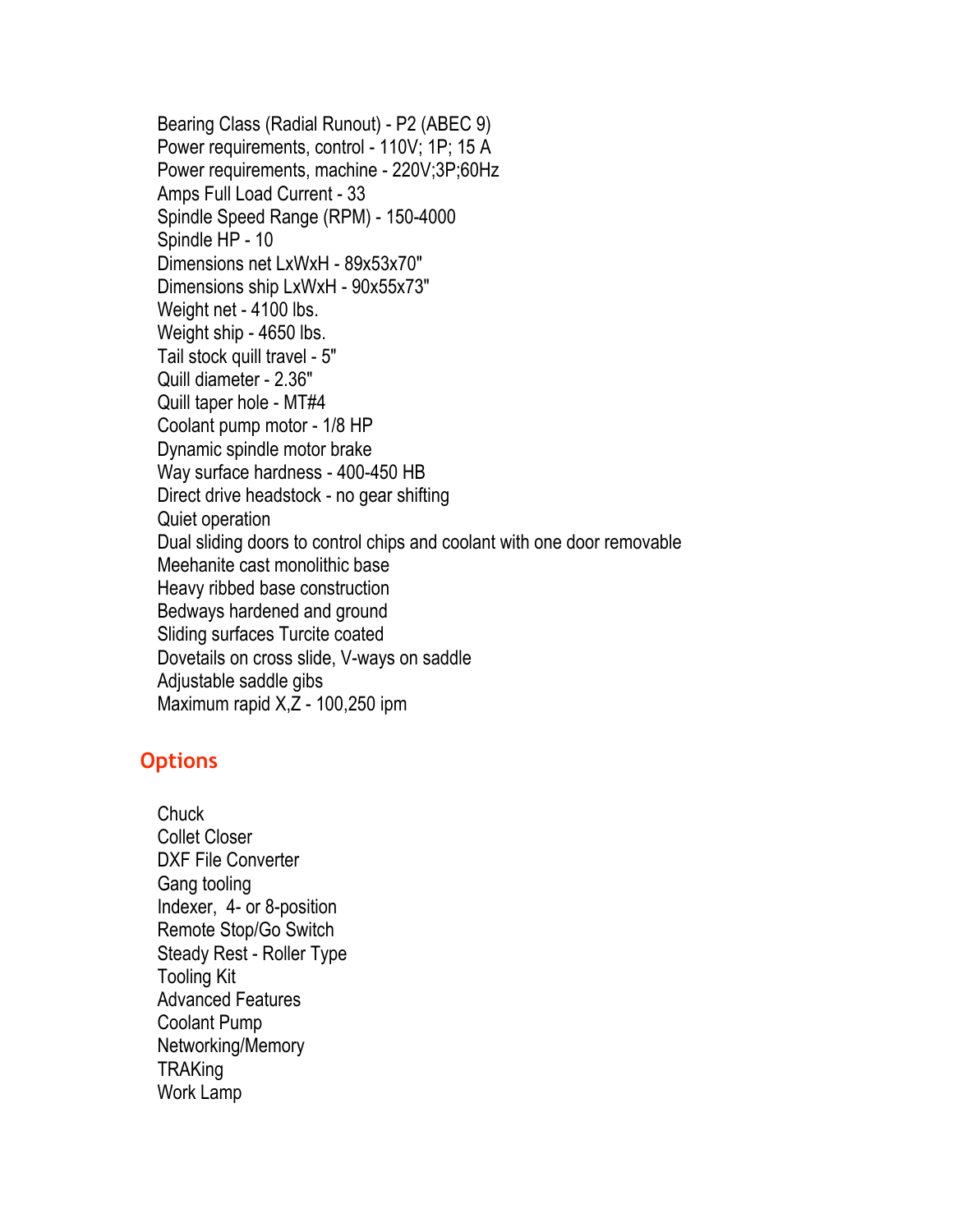Bearing Class (Radial Runout) - P2 (ABEC 9)
Power requirements, control - 110V; 1P; 15 A
Power requirements, machine - 220V;3P;60Hz
Amps Full Load Current - 33
Spindle Speed Range (RPM) - 150-4000
Spindle HP - 10
Dimensions net LxWxH - 89x53x70"
Dimensions ship LxWxH - 90x55x73"
Weight net - 4100 lbs.
Weight ship - 4650 lbs.
Tail stock quill travel - 5"
Quill diameter - 2.36"
Quill taper hole - MT#4
Coolant pump motor - 1/8 HP
Dynamic spindle motor brake
Way surface hardness - 400-450 HB
Direct drive headstock - no gear shifting
Quiet operation
Dual sliding doors to control chips and coolant with one door removable
Meehanite cast monolithic base
Heavy ribbed base construction
Bedways hardened and ground
Sliding surfaces Turcite coated
Dovetails on cross slide, V-ways on saddle
Adjustable saddle gibs
Maximum rapid X,Z - 100,250 ipm

## Options

Chuck
Collet Closer
DXF File Converter
Gang tooling
Indexer, 4- or 8-position
Remote Stop/Go Switch
Steady Rest - Roller Type
Tooling Kit
Advanced Features
Coolant Pump
Networking/Memory
TRAKing
Work Lamp